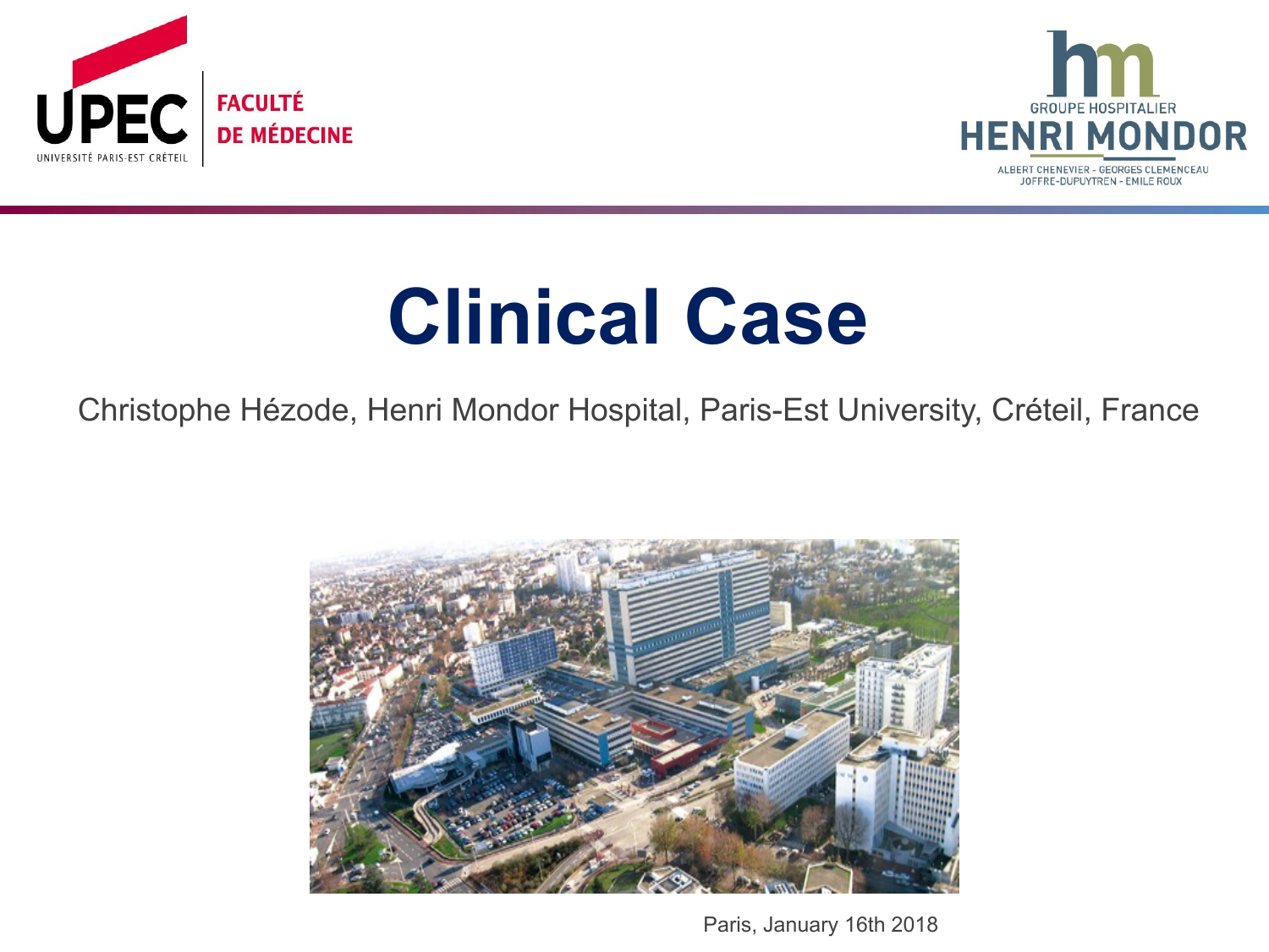UPEC
UNIVERSITÉ PARIS-EST CRÉTEIL

FACULTÉ DE MÉDECINE

GROUPE HOSPITALIER
HENRI MONDOR
ALBERT CHENEVIER - GEORGES CLEMENCEAU
JOFFRE-DUPUYTREN - EMILE ROUX

# Clinical Case

Christophe Hézode, Henri Mondor Hospital, Paris-Est University, Créteil, France

Paris, January 16th 2018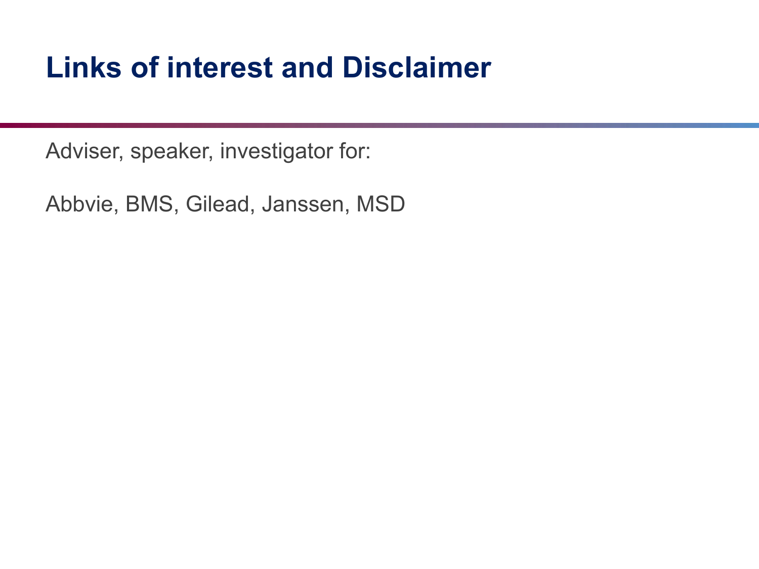# Links of interest and Disclaimer

Adviser, speaker, investigator for:

Abbvie, BMS, Gilead, Janssen, MSD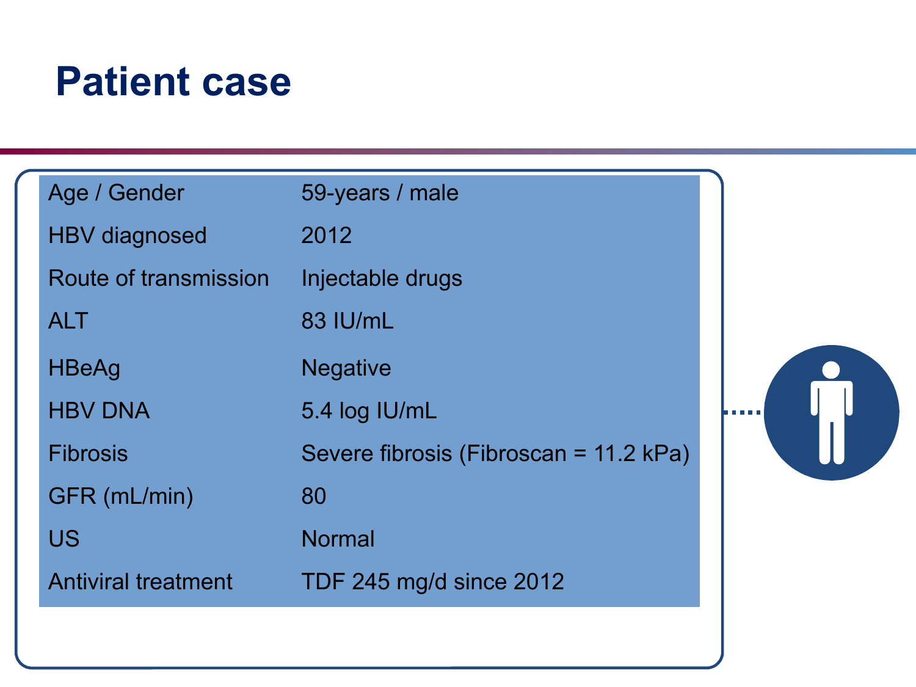# Patient case

| | |
|---|---|
| Age / Gender | 59-years / male |
| HBV diagnosed | 2012 |
| Route of transmission | Injectable drugs |
| ALT | 83 IU/mL |
| HBeAg | Negative |
| HBV DNA | 5.4 log IU/mL |
| Fibrosis | Severe fibrosis (Fibroscan = 11.2 kPa) |
| GFR (mL/min) | 80 |
| US | Normal |
| Antiviral treatment | TDF 245 mg/d since 2012 |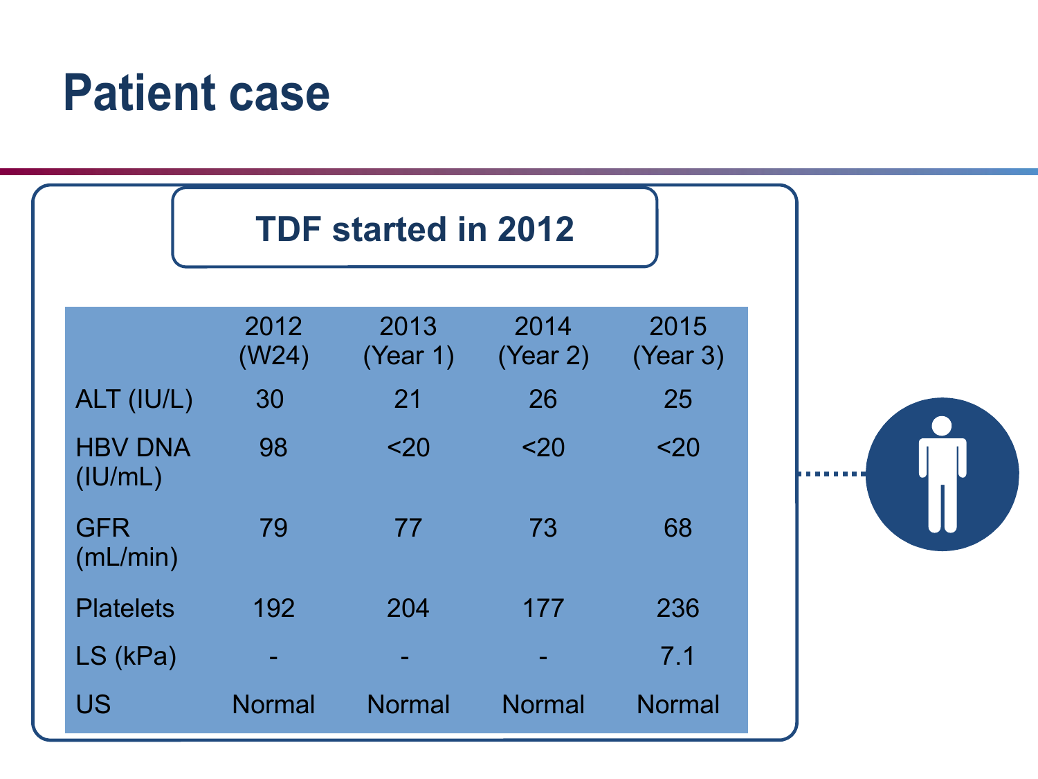# Patient case

**TDF started in 2012**

| | 2012 (W24) | 2013 (Year 1) | 2014 (Year 2) | 2015 (Year 3) |
|---|---|---|---|---|
| ALT (IU/L) | 30 | 21 | 26 | 25 |
| HBV DNA (IU/mL) | 98 | <20 | <20 | <20 |
| GFR (mL/min) | 79 | 77 | 73 | 68 |
| Platelets | 192 | 204 | 177 | 236 |
| LS (kPa) | - | - | - | 7.1 |
| US | Normal | Normal | Normal | Normal |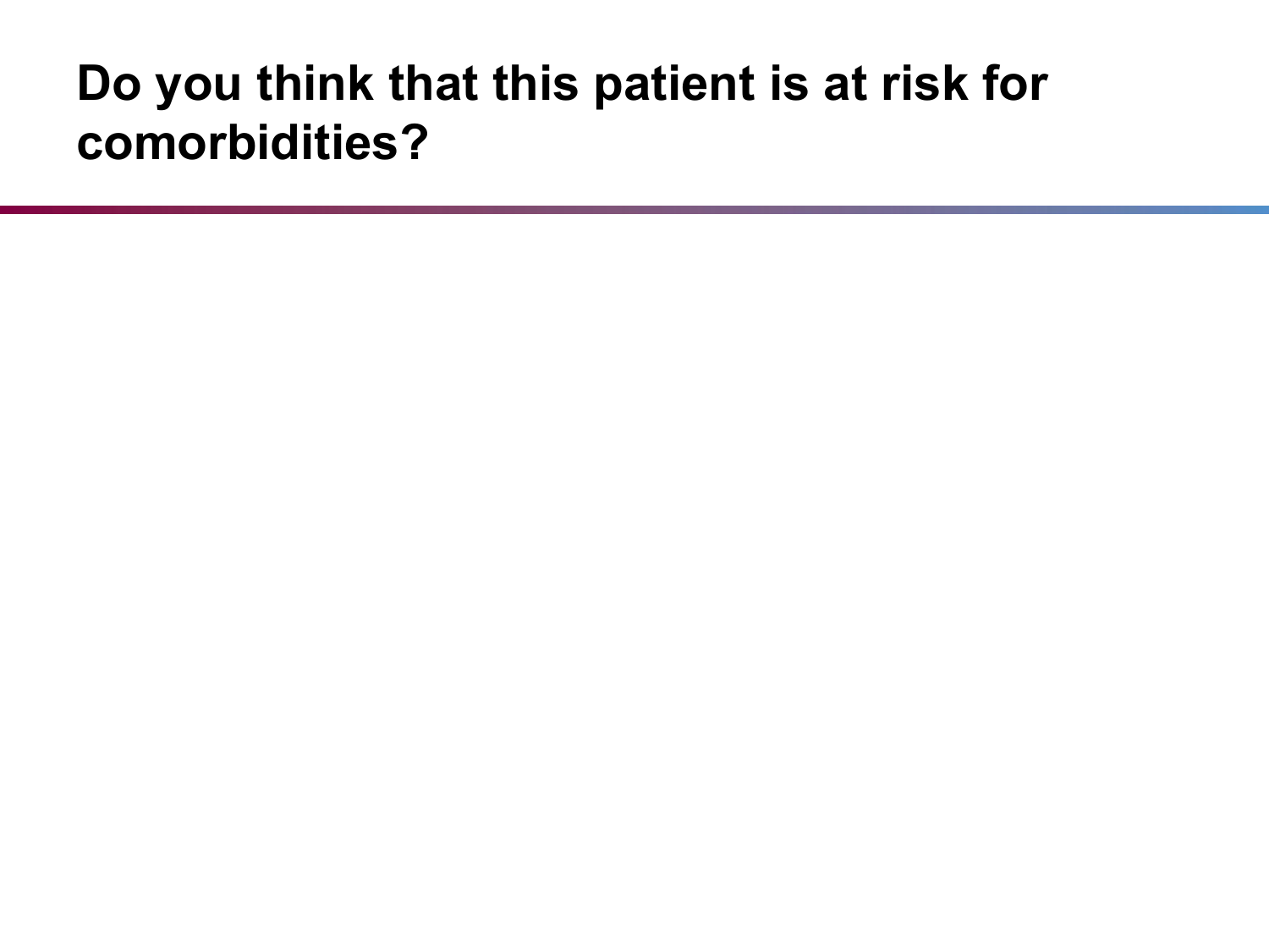# Do you think that this patient is at risk for comorbidities?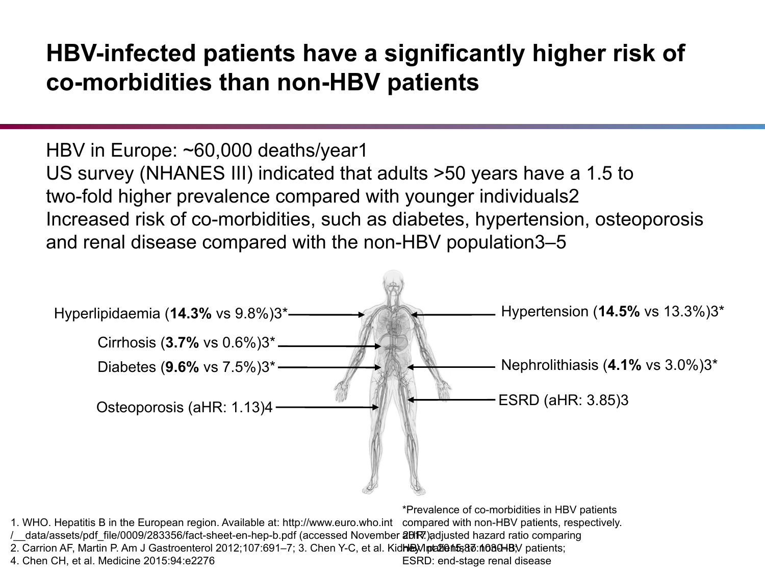# HBV-infected patients have a significantly higher risk of co-morbidities than non-HBV patients

HBV in Europe: ~60,000 deaths/year[1]

US survey (NHANES III) indicated that adults >50 years have a 1.5 to two-fold higher prevalence compared with younger individuals[2]

Increased risk of co-morbidities, such as diabetes, hypertension, osteoporosis and renal disease compared with the non-HBV population[3–5]

Hyperlipidaemia (**14.3%** vs 9.8%)[3]*

Cirrhosis (**3.7%** vs 0.6%)[3]*

Diabetes (**9.6%** vs 7.5%)[3]*

Osteoporosis (aHR: 1.13)[4]

Hypertension (**14.5%** vs 13.3%)[3]*

Nephrolithiasis (**4.1%** vs 3.0%)[3]*

ESRD (aHR: 3.85)[3]

*Prevalence of co-morbidities in HBV patients compared with non-HBV patients, respectively. aHR: adjusted hazard ratio comparing HBV patients to non-HBV patients; ESRD: end-stage renal disease

1. WHO. Hepatitis B in the European region. Available at: http://www.euro.who.int/__data/assets/pdf_file/0009/283356/fact-sheet-en-hep-b.pdf (accessed November 2017);
2. Carrion AF, Martin P. Am J Gastroenterol 2012;107:691–7; 3. Chen Y-C, et al. Kidney Int 2015;87:1030–8;
4. Chen CH, et al. Medicine 2015:94:e2276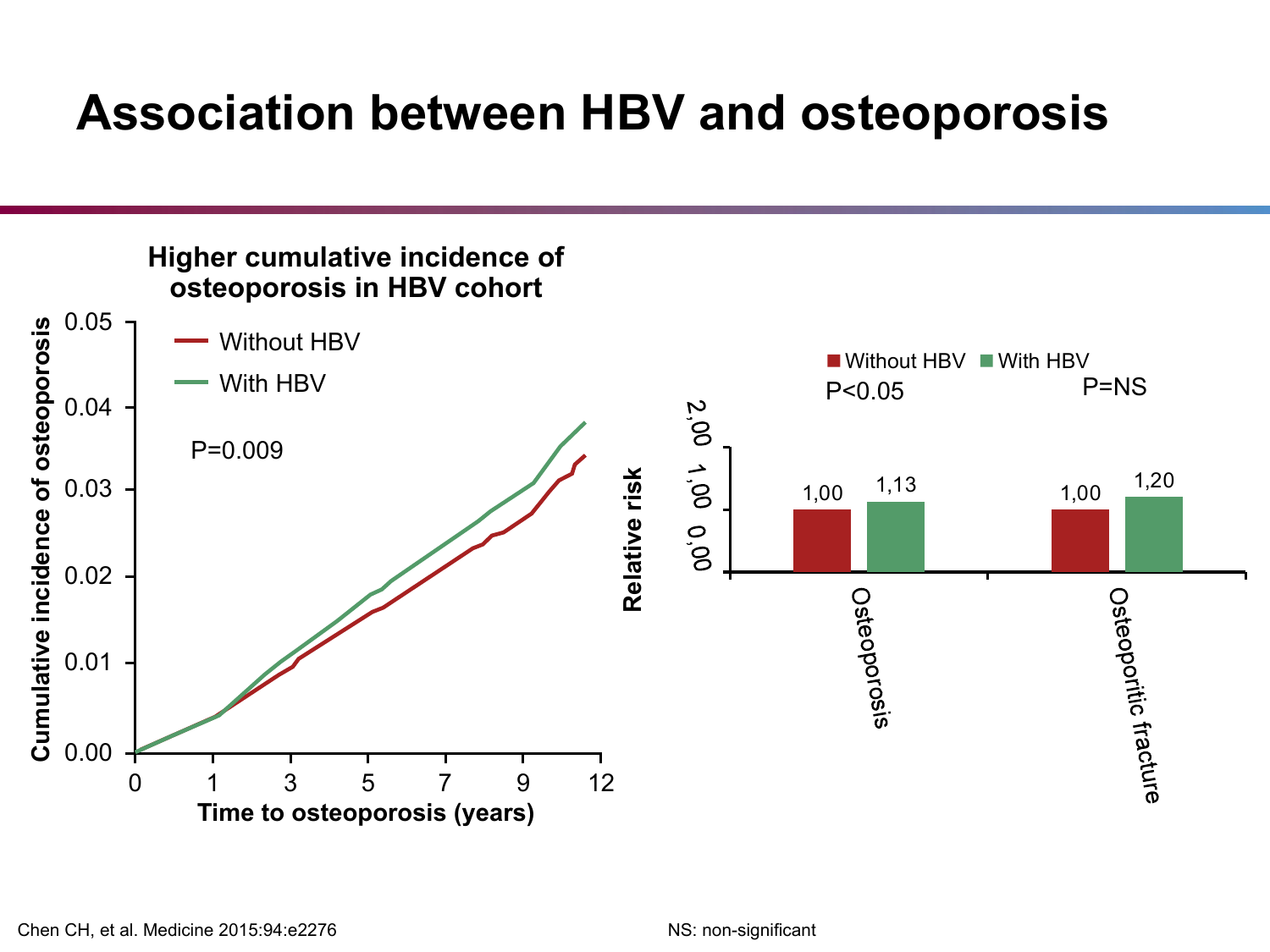# Association between HBV and osteoporosis

**Higher cumulative incidence of osteoporosis in HBV cohort**

Without HBV
With HBV

P=0.009

Cumulative incidence of osteoporosis

0.05
0.04
0.03
0.02
0.01
0.00

0 1 3 5 7 9 12

Time to osteoporosis (years)

Without HBV With HBV

P<0.05 P=NS

Relative risk

2,00
1,00
0,00

1,00 1,13 1,00 1,20

Osteoporosis
Osteoporitic fracture

Chen CH, et al. Medicine 2015:94:e2276

NS: non-significant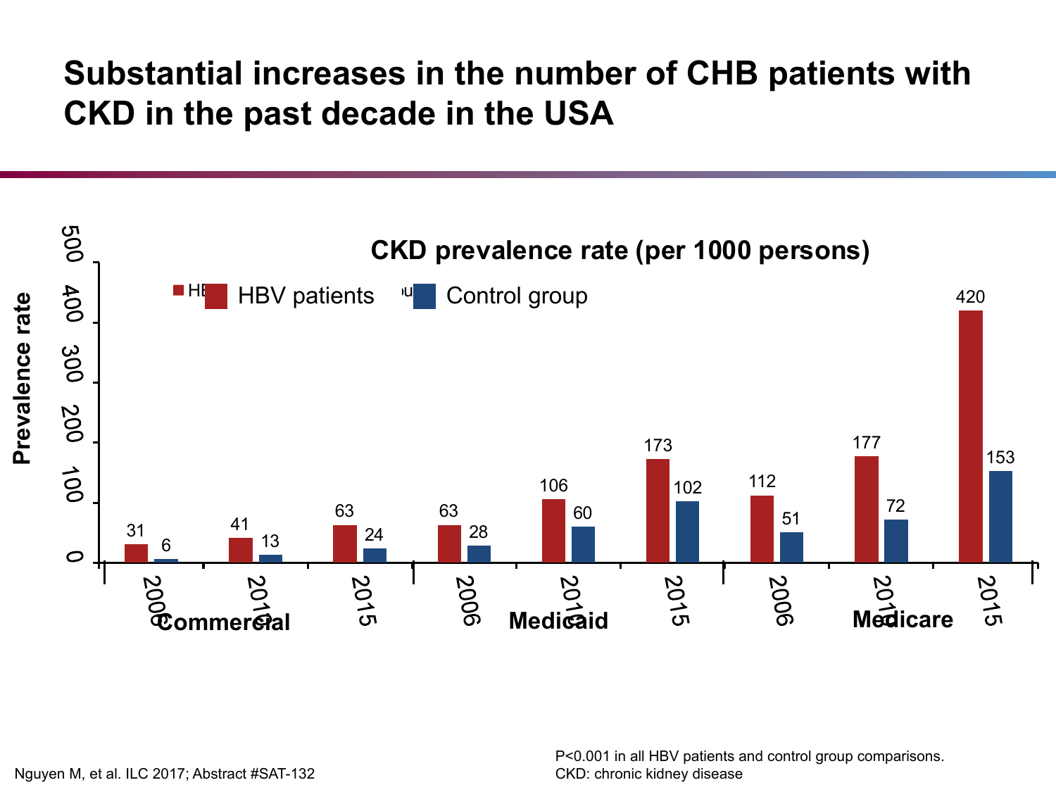# Substantial increases in the number of CHB patients with CKD in the past decade in the USA

CKD prevalence rate (per 1000 persons)

HBV patients
Control group

Prevalence rate

500
400
300
200
100
0

31 6
41 13
63 24
63 28
106 60
173 102
112 51
177 72
420 153

2006 2010 2015
Commercial

2006 2010 2015
Medicaid

2006 2010 2015
Medicare

Nguyen M, et al. ILC 2017; Abstract #SAT-132

P<0.001 in all HBV patients and control group comparisons.
CKD: chronic kidney disease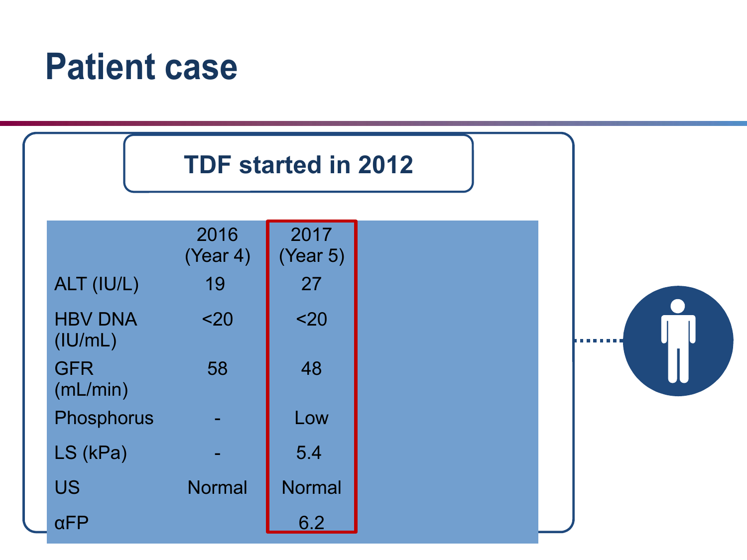# Patient case

**TDF started in 2012**

| | 2016 (Year 4) | 2017 (Year 5) |
|---|---|---|
| ALT (IU/L) | 19 | 27 |
| HBV DNA (IU/mL) | <20 | <20 |
| GFR (mL/min) | 58 | 48 |
| Phosphorus | - | Low |
| LS (kPa) | - | 5.4 |
| US | Normal | Normal |
| αFP | | 6.2 |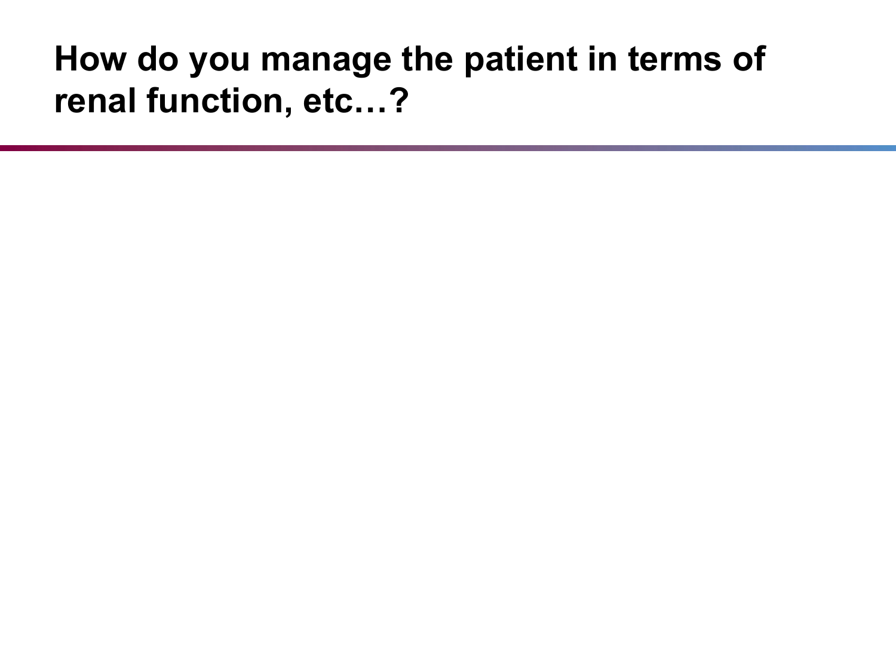# How do you manage the patient in terms of renal function, etc…?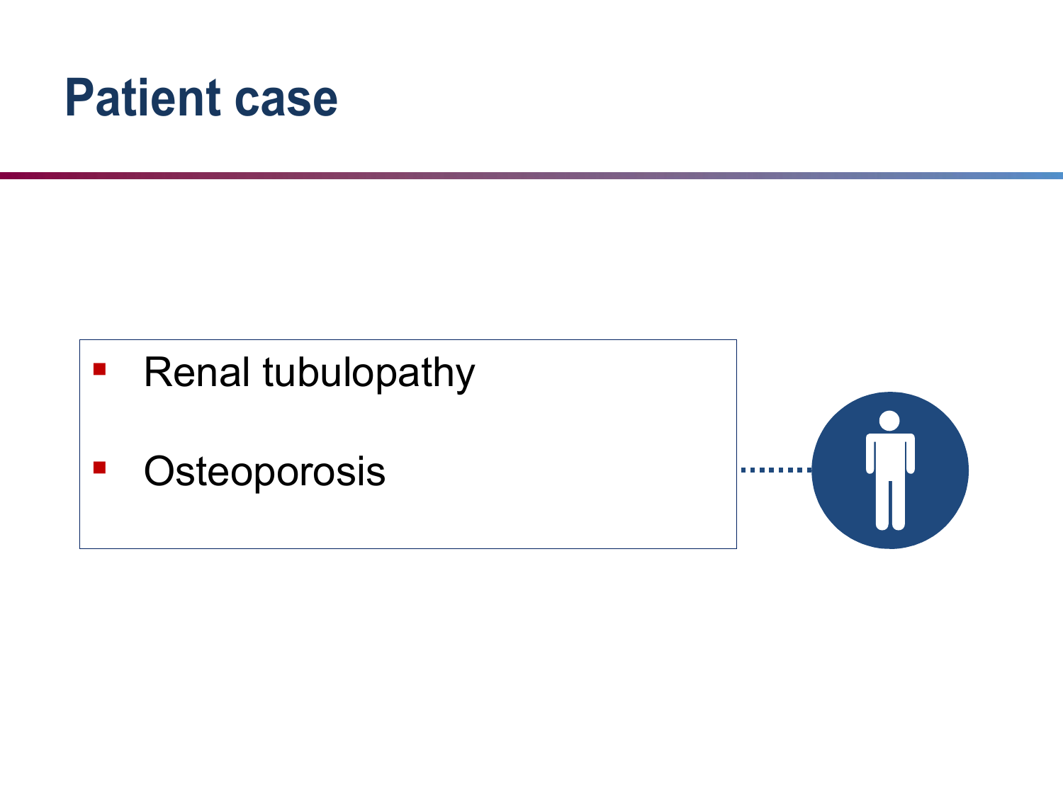# Patient case

- Renal tubulopathy
- Osteoporosis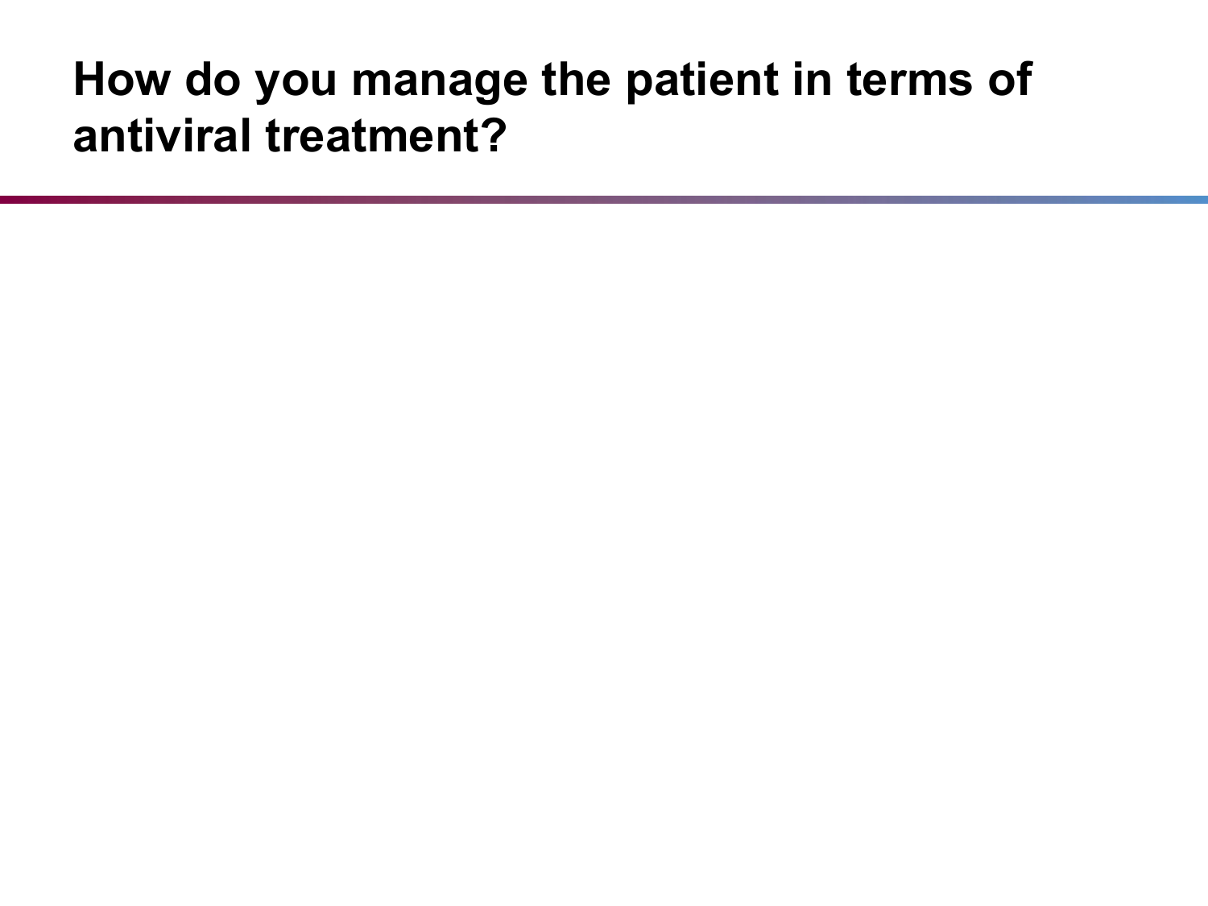# How do you manage the patient in terms of antiviral treatment?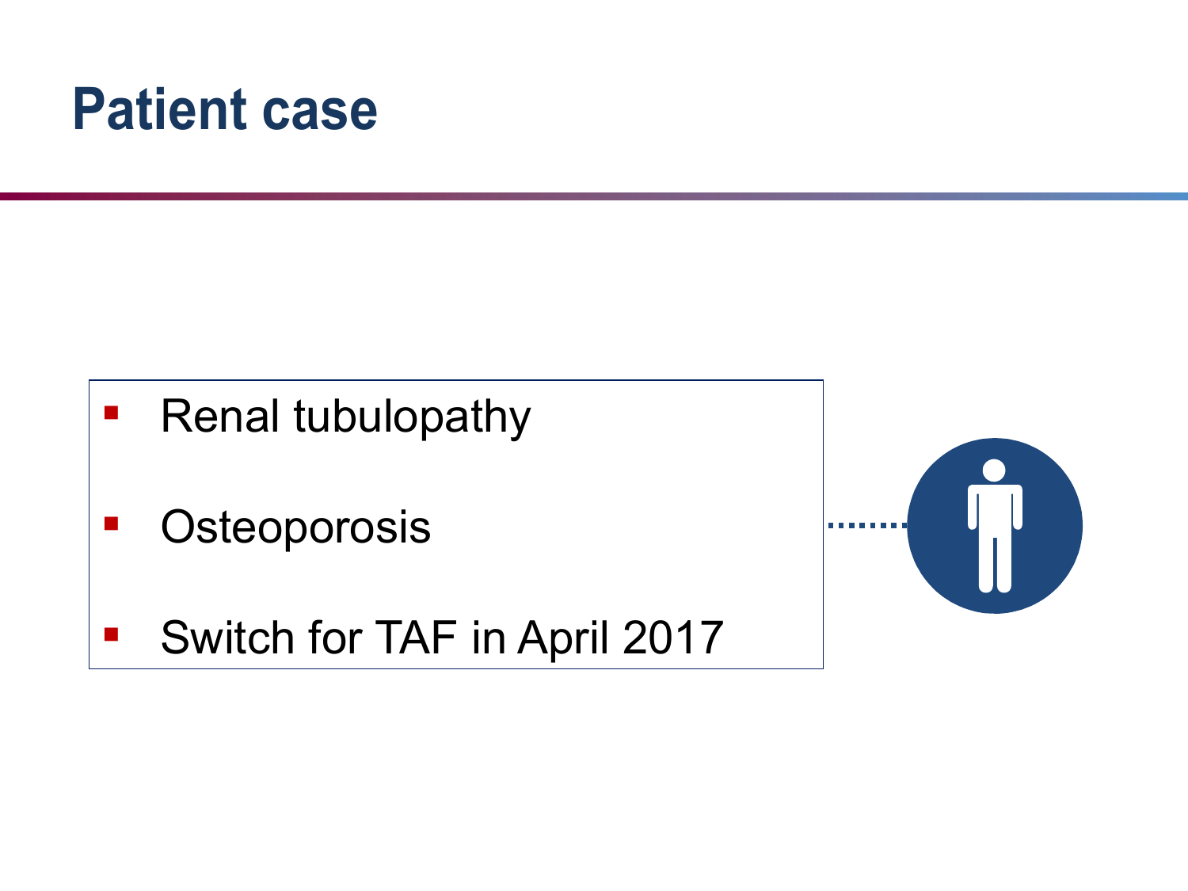# Patient case

- Renal tubulopathy
- Osteoporosis
- Switch for TAF in April 2017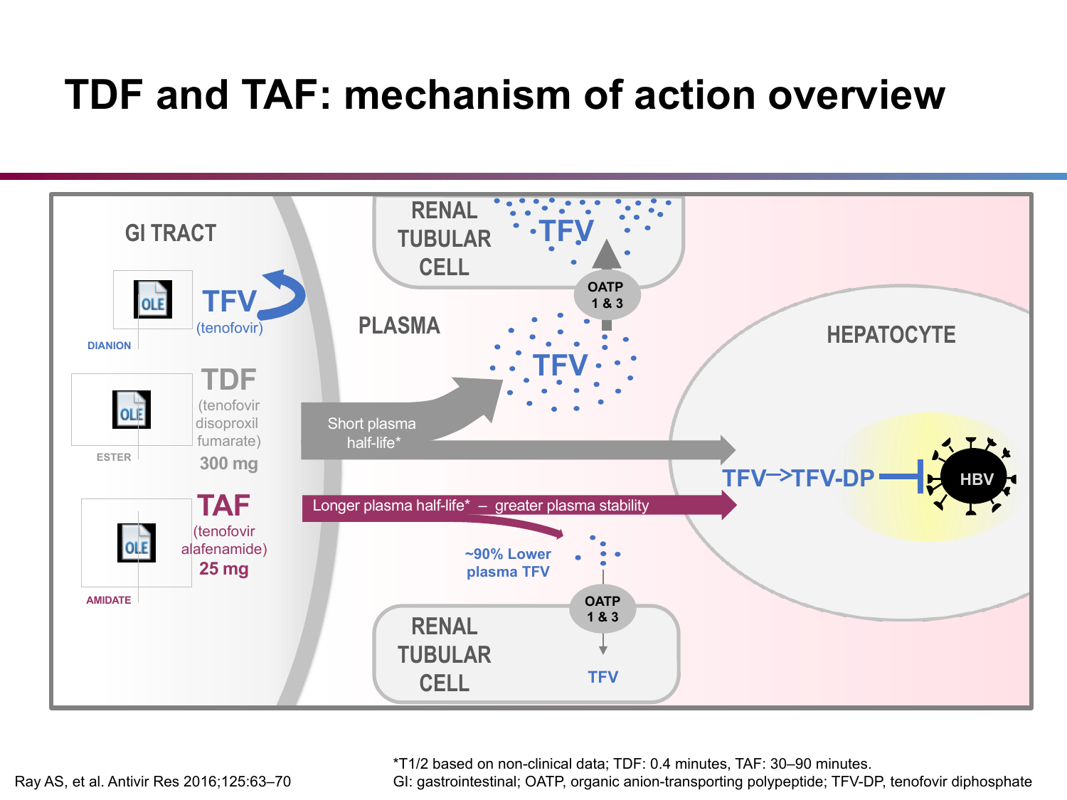# TDF and TAF: mechanism of action overview

GI TRACT

TFV (tenofovir)

DIANION

TDF (tenofovir disoproxil fumarate) 300 mg

ESTER

TAF (tenofovir alafenamide) 25 mg

AMIDATE

PLASMA

Short plasma half-life*

TFV

RENAL TUBULAR CELL

TFV

OATP 1 & 3

Longer plasma half-life* – greater plasma stability

~90% Lower plasma TFV

OATP 1 & 3

RENAL TUBULAR CELL

TFV

HEPATOCYTE

TFV→TFV-DP

HBV

Ray AS, et al. Antivir Res 2016;125:63–70

*T1/2 based on non-clinical data; TDF: 0.4 minutes, TAF: 30–90 minutes.
GI: gastrointestinal; OATP, organic anion-transporting polypeptide; TFV-DP, tenofovir diphosphate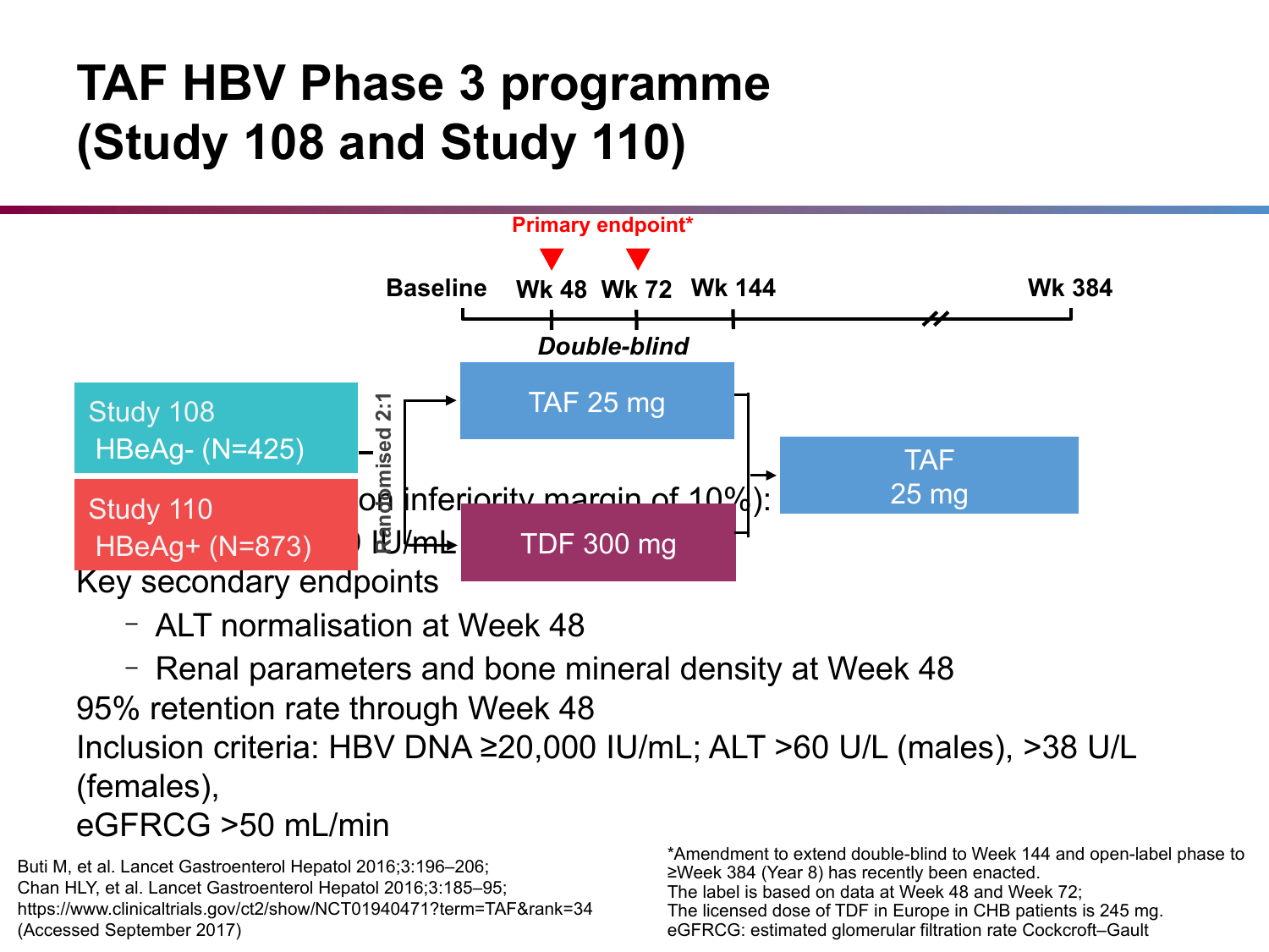# TAF HBV Phase 3 programme (Study 108 and Study 110)

Primary endpoint*

Baseline — Wk 48 — Wk 72 — Wk 144 — Wk 384

*Double-blind*

Study 108 HBeAg- (N=425)

Study 110 HBeAg+ (N=873)

Randomised 2:1

TAF 25 mg

TDF 300 mg

TAF 25 mg

...on inferiority margin of 10%):

...IU/mL

Key secondary endpoints

- ALT normalisation at Week 48
- Renal parameters and bone mineral density at Week 48

95% retention rate through Week 48

Inclusion criteria: HBV DNA ≥20,000 IU/mL; ALT >60 U/L (males), >38 U/L (females),

eGFRCG >50 mL/min

Buti M, et al. Lancet Gastroenterol Hepatol 2016;3:196–206;
Chan HLY, et al. Lancet Gastroenterol Hepatol 2016;3:185–95;
https://www.clinicaltrials.gov/ct2/show/NCT01940471?term=TAF&rank=34 (Accessed September 2017)

*Amendment to extend double-blind to Week 144 and open-label phase to ≥Week 384 (Year 8) has recently been enacted.
The label is based on data at Week 48 and Week 72;
The licensed dose of TDF in Europe in CHB patients is 245 mg.
eGFRCG: estimated glomerular filtration rate Cockcroft–Gault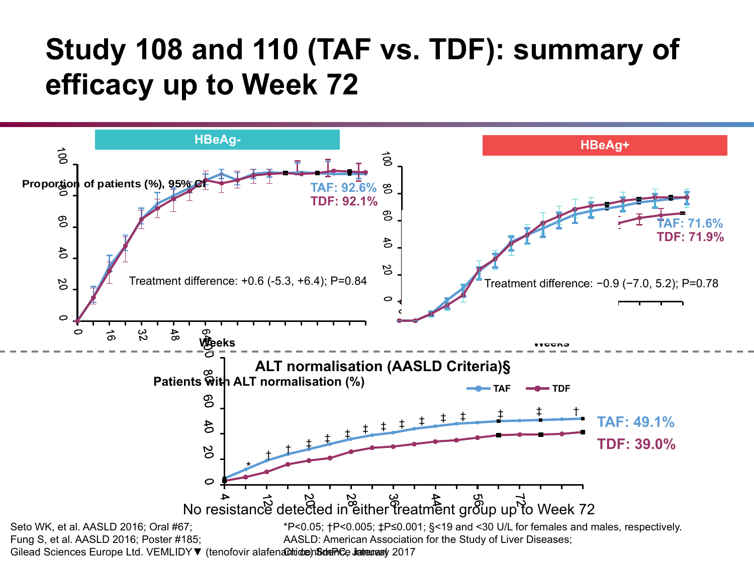# Study 108 and 110 (TAF vs. TDF): summary of efficacy up to Week 72

HBeAg-

Proportion of patients (%), 95% CI

100
80
60
40
20
0

0
16
32
48
64

Weeks

TAF: 92.6%
TDF: 92.1%

Treatment difference: +0.6 (-5.3, +6.4); P=0.84

HBeAg+

100
80
60
40
20
0

TAF: 71.6%
TDF: 71.9%

Treatment difference: −0.9 (−7.0, 5.2); P=0.78

Weeks

ALT normalisation (AASLD Criteria)§

Patients with ALT normalisation (%)

TAF
TDF

100
80
60
40
20
0

4
12
20
28
36
44
56
72

TAF: 49.1%
TDF: 39.0%

No resistance detected in either treatment group up to Week 72

Seto WK, et al. AASLD 2016; Oral #67;
Fung S, et al. AASLD 2016; Poster #185;
Gilead Sciences Europe Ltd. VEMLIDY▼ (tenofovir alafenamide) SmPC, January 2017

*P<0.05; †P<0.005; ‡P≤0.001; §<19 and <30 U/L for females and males, respectively.
AASLD: American Association for the Study of Liver Diseases;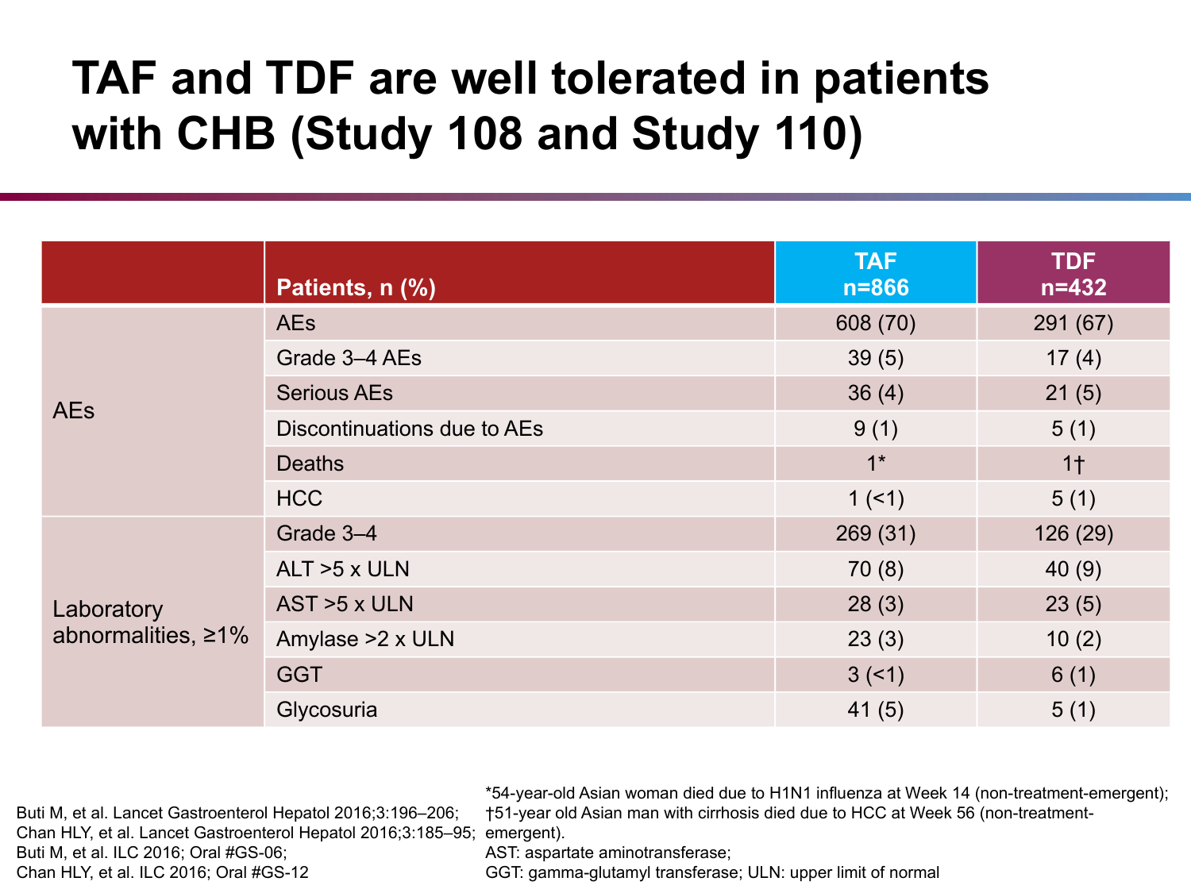# TAF and TDF are well tolerated in patients with CHB (Study 108 and Study 110)

| | Patients, n (%) | TAF n=866 | TDF n=432 |
|---|---|---|---|
| AEs | AEs | 608 (70) | 291 (67) |
| | Grade 3–4 AEs | 39 (5) | 17 (4) |
| | Serious AEs | 36 (4) | 21 (5) |
| | Discontinuations due to AEs | 9 (1) | 5 (1) |
| | Deaths | 1* | 1† |
| | HCC | 1 (<1) | 5 (1) |
| Laboratory abnormalities, ≥1% | Grade 3–4 | 269 (31) | 126 (29) |
| | ALT >5 x ULN | 70 (8) | 40 (9) |
| | AST >5 x ULN | 28 (3) | 23 (5) |
| | Amylase >2 x ULN | 23 (3) | 10 (2) |
| | GGT | 3 (<1) | 6 (1) |
| | Glycosuria | 41 (5) | 5 (1) |

Buti M, et al. Lancet Gastroenterol Hepatol 2016;3:196–206;
Chan HLY, et al. Lancet Gastroenterol Hepatol 2016;3:185–95;
Buti M, et al. ILC 2016; Oral #GS-06;
Chan HLY, et al. ILC 2016; Oral #GS-12

*54-year-old Asian woman died due to H1N1 influenza at Week 14 (non-treatment-emergent);
†51-year old Asian man with cirrhosis died due to HCC at Week 56 (non-treatment-emergent).
AST: aspartate aminotransferase;
GGT: gamma-glutamyl transferase; ULN: upper limit of normal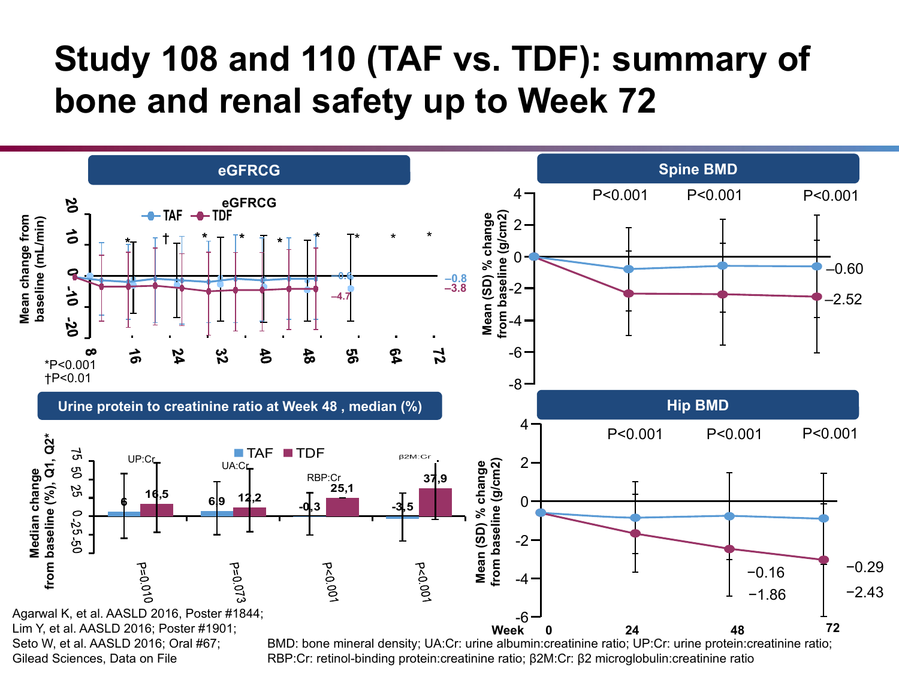# Study 108 and 110 (TAF vs. TDF): summary of bone and renal safety up to Week 72

## eGFRCG

eGFRCG

TAF TDF

Mean change from baseline (mL/min)

20 10 0 -10 -20

8 16 24 32 40 48 56 64 72

* † * * * * * * *

−0.6 −4.7 −0.8 −3.8

*P<0.001
†P<0.01

## Spine BMD

Mean (SD) % change from baseline (g/cm2)

4 2 0 -2 -4 -6 -8

P<0.001 P<0.001 P<0.001

−0.60
−2.52

## Urine protein to creatinine ratio at Week 48 , median (%)

Median change from baseline (%), Q1, Q2*

75 50 25 0 -25 -50

TAF TDF

UP:Cr UA:Cr RBP:Cr β2M:Cr

6 16,5 6,9 12,2 -0,3 25,1 -3,5 37,9

P=0.010 P=0.073 P<0.001 P<0.001

## Hip BMD

Mean (SD) % change from baseline (g/cm2)

4 2 0 -2 -4 -6

P<0.001 P<0.001 P<0.001

−0.16 −1.86 −0.29 −2.43

Week 0 24 48 72

Agarwal K, et al. AASLD 2016, Poster #1844;
Lim Y, et al. AASLD 2016; Poster #1901;
Seto W, et al. AASLD 2016; Oral #67;
Gilead Sciences, Data on File

BMD: bone mineral density; UA:Cr: urine albumin:creatinine ratio; UP:Cr: urine protein:creatinine ratio; RBP:Cr: retinol-binding protein:creatinine ratio; β2M:Cr: β2 microglobulin:creatinine ratio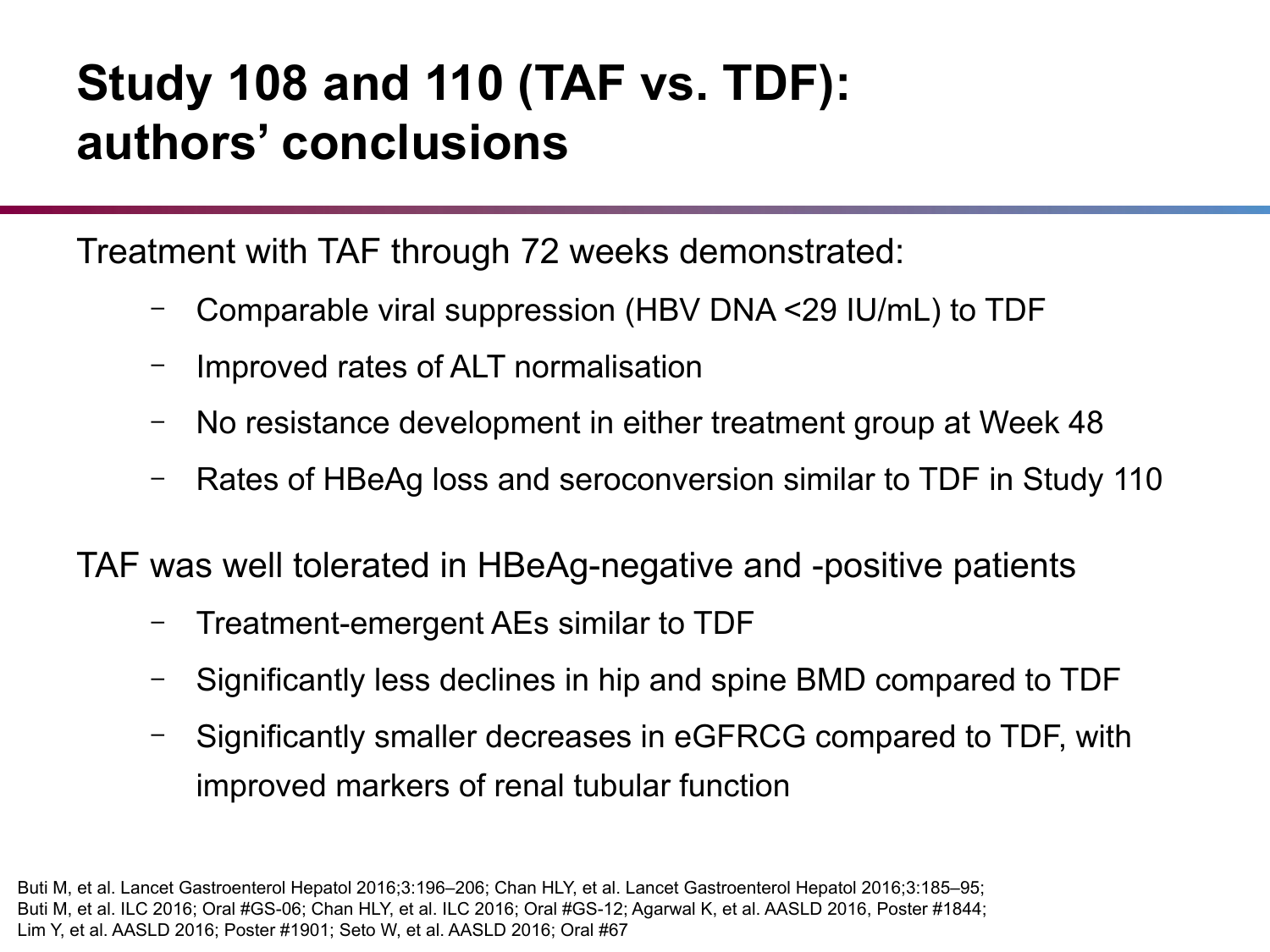# Study 108 and 110 (TAF vs. TDF): authors' conclusions

Treatment with TAF through 72 weeks demonstrated:

- Comparable viral suppression (HBV DNA <29 IU/mL) to TDF
- Improved rates of ALT normalisation
- No resistance development in either treatment group at Week 48
- Rates of HBeAg loss and seroconversion similar to TDF in Study 110

TAF was well tolerated in HBeAg-negative and -positive patients

- Treatment-emergent AEs similar to TDF
- Significantly less declines in hip and spine BMD compared to TDF
- Significantly smaller decreases in eGFRCG compared to TDF, with improved markers of renal tubular function

Buti M, et al. Lancet Gastroenterol Hepatol 2016;3:196–206; Chan HLY, et al. Lancet Gastroenterol Hepatol 2016;3:185–95; Buti M, et al. ILC 2016; Oral #GS-06; Chan HLY, et al. ILC 2016; Oral #GS-12; Agarwal K, et al. AASLD 2016, Poster #1844; Lim Y, et al. AASLD 2016; Poster #1901; Seto W, et al. AASLD 2016; Oral #67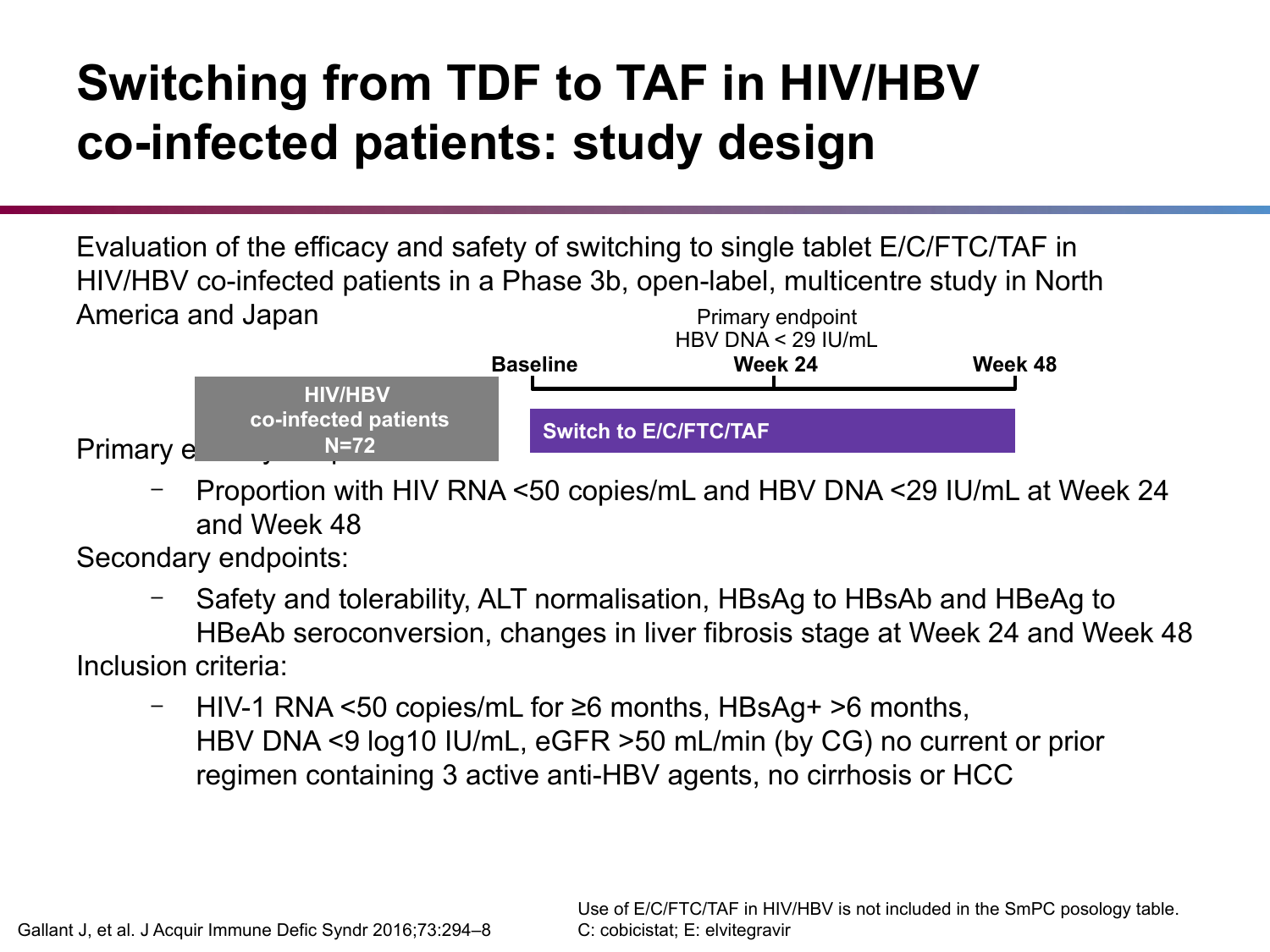# Switching from TDF to TAF in HIV/HBV co-infected patients: study design

Evaluation of the efficacy and safety of switching to single tablet E/C/FTC/TAF in HIV/HBV co-infected patients in a Phase 3b, open-label, multicentre study in North America and Japan

HIV/HBV co-infected patients N=72

Primary endpoint HBV DNA < 29 IU/mL

Baseline

Week 24

Week 48

Switch to E/C/FTC/TAF

Primary efficacy endpoint:

- Proportion with HIV RNA <50 copies/mL and HBV DNA <29 IU/mL at Week 24 and Week 48

Secondary endpoints:

- Safety and tolerability, ALT normalisation, HBsAg to HBsAb and HBeAg to HBeAb seroconversion, changes in liver fibrosis stage at Week 24 and Week 48

Inclusion criteria:

- HIV-1 RNA <50 copies/mL for ≥6 months, HBsAg+ >6 months, HBV DNA <9 log10 IU/mL, eGFR >50 mL/min (by CG) no current or prior regimen containing 3 active anti-HBV agents, no cirrhosis or HCC

Gallant J, et al. J Acquir Immune Defic Syndr 2016;73:294–8

Use of E/C/FTC/TAF in HIV/HBV is not included in the SmPC posology table.
C: cobicistat; E: elvitegravir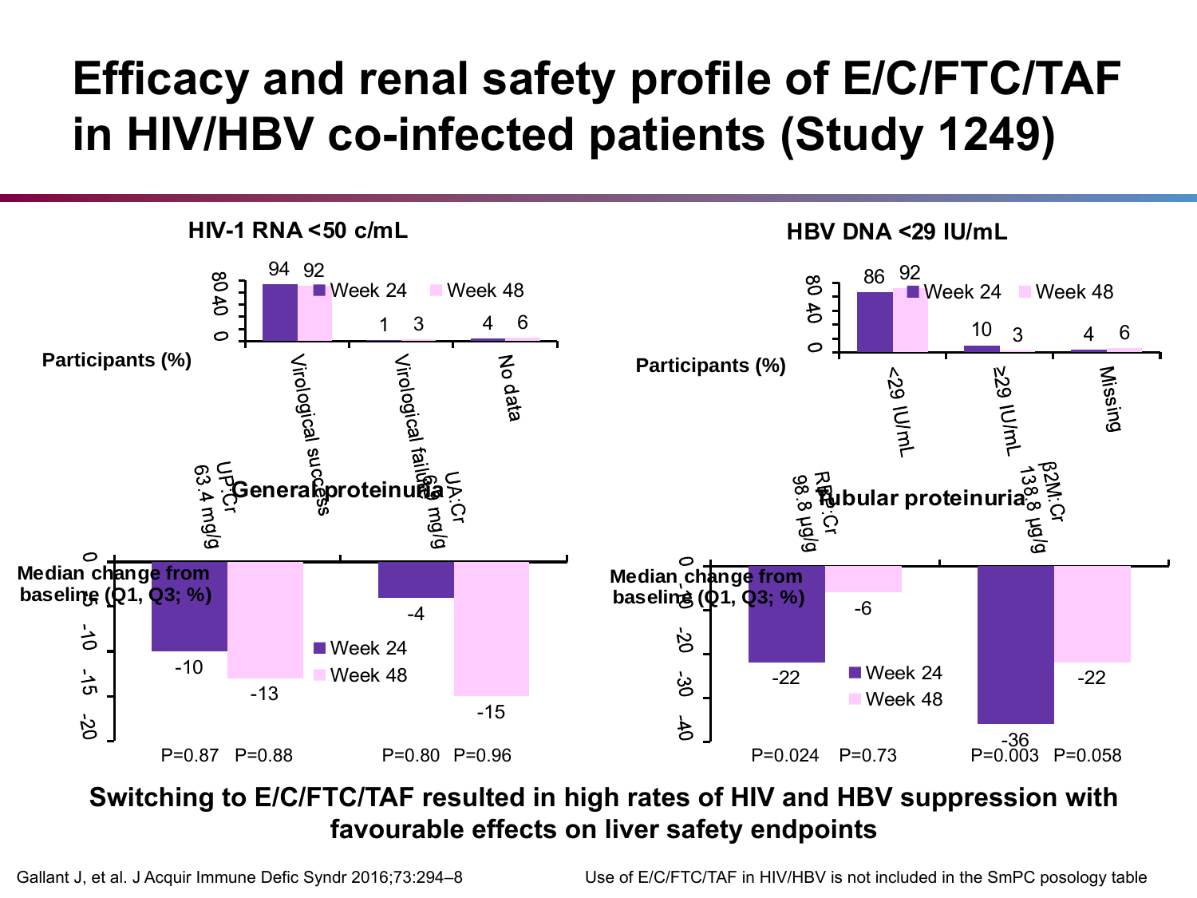# Efficacy and renal safety profile of E/C/FTC/TAF in HIV/HBV co-infected patients (Study 1249)

**HIV-1 RNA <50 c/mL**

Participants (%)

0 40 80

Week 24 Week 48

94 92 1 3 4 6

Virological success

Virological failure

No data

**HBV DNA <29 IU/mL**

Participants (%)

0 40 80

Week 24 Week 48

86 92 10 3 4 6

<29 IU/mL

≥29 IU/mL

Missing

**General proteinuria**

Median change from baseline (Q1, Q3; %)

0 -5 -10 -15 -20

UP:Cr 63.4 mg/g

UA:Cr 6.3 mg/g

Week 24 Week 48

-10 -13 -4 -15

P=0.87 P=0.88 P=0.80 P=0.96

**Tubular proteinuria**

Median change from baseline (Q1, Q3; %)

0 -10 -20 -30 -40

RBP:Cr 98.8 µg/g

β2M:Cr 138.8 µg/g

Week 24 Week 48

-22 -6 -36 -22

P=0.024 P=0.73 P=0.003 P=0.058

**Switching to E/C/FTC/TAF resulted in high rates of HIV and HBV suppression with favourable effects on liver safety endpoints**

Gallant J, et al. J Acquir Immune Defic Syndr 2016;73:294–8

Use of E/C/FTC/TAF in HIV/HBV is not included in the SmPC posology table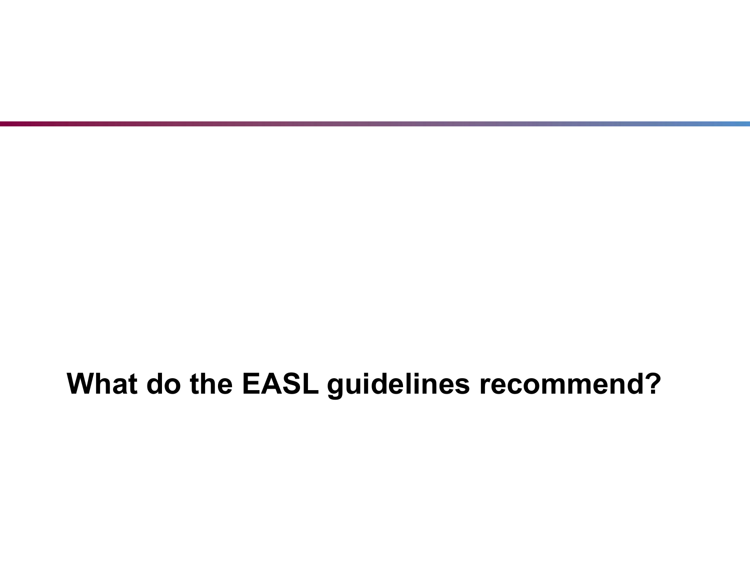## What do the EASL guidelines recommend?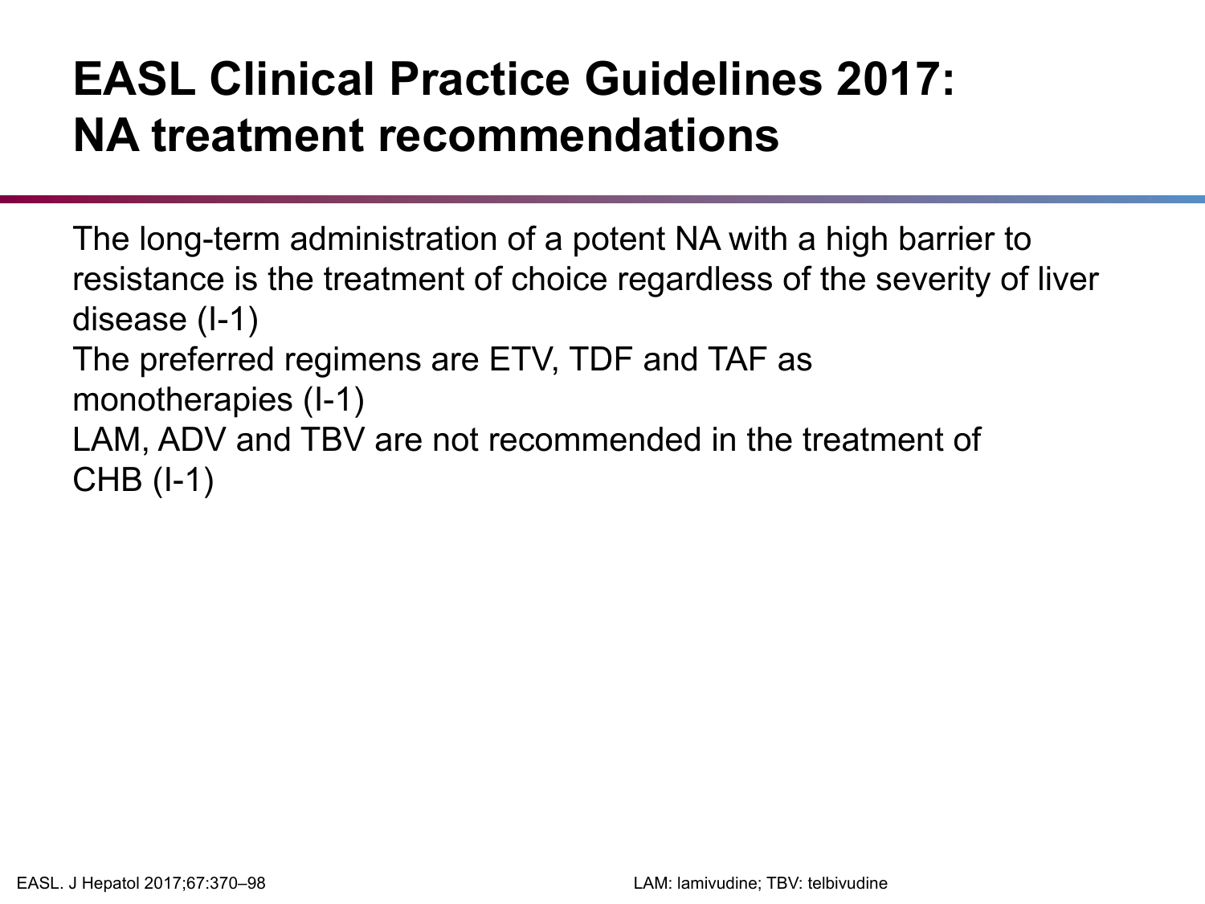# EASL Clinical Practice Guidelines 2017: NA treatment recommendations

The long-term administration of a potent NA with a high barrier to resistance is the treatment of choice regardless of the severity of liver disease (I-1)

The preferred regimens are ETV, TDF and TAF as monotherapies (I-1)

LAM, ADV and TBV are not recommended in the treatment of CHB (I-1)

EASL. J Hepatol 2017;67:370–98

LAM: lamivudine; TBV: telbivudine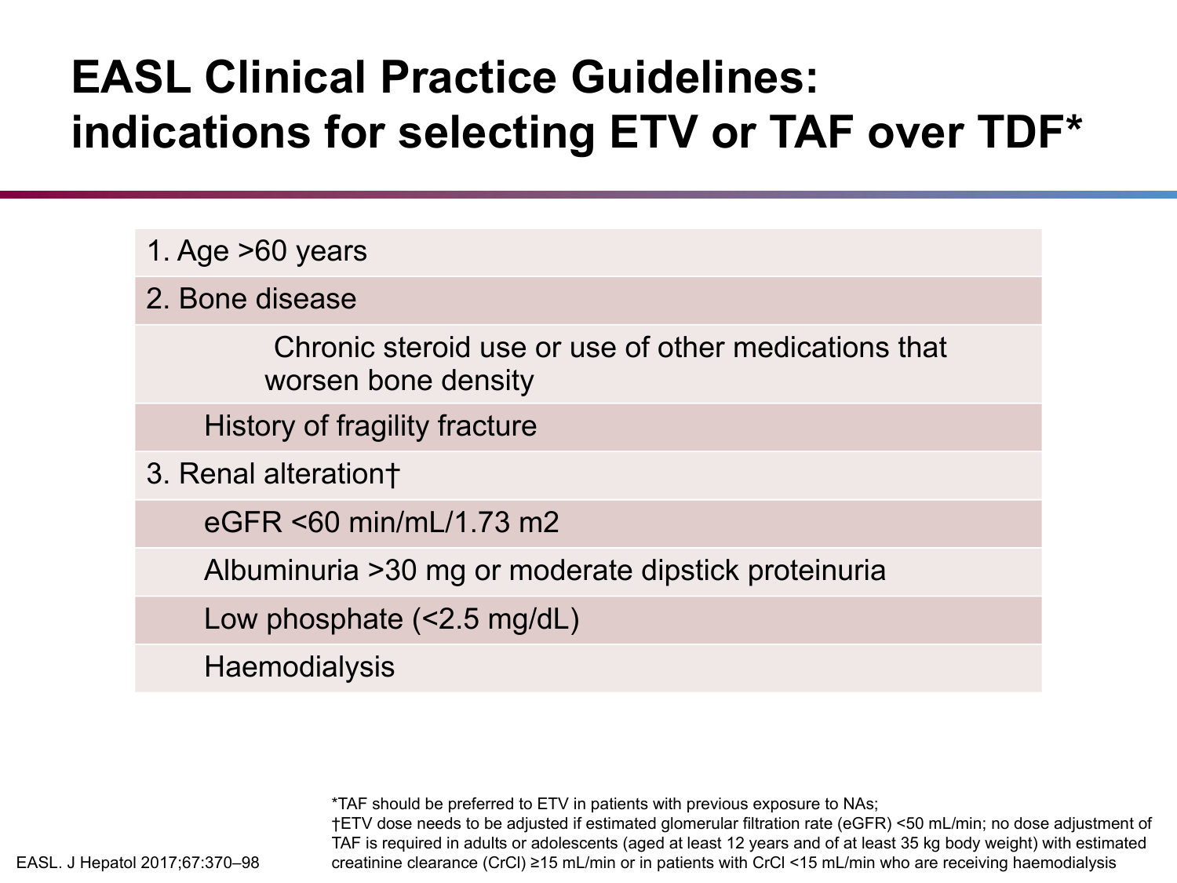# EASL Clinical Practice Guidelines: indications for selecting ETV or TAF over TDF*

| |
|---|
| 1. Age >60 years |
| 2. Bone disease |
| Chronic steroid use or use of other medications that worsen bone density |
| History of fragility fracture |
| 3. Renal alteration† |
| eGFR <60 min/mL/1.73 m2 |
| Albuminuria >30 mg or moderate dipstick proteinuria |
| Low phosphate (<2.5 mg/dL) |
| Haemodialysis |

*TAF should be preferred to ETV in patients with previous exposure to NAs;
†ETV dose needs to be adjusted if estimated glomerular filtration rate (eGFR) <50 mL/min; no dose adjustment of TAF is required in adults or adolescents (aged at least 12 years and of at least 35 kg body weight) with estimated creatinine clearance (CrCl) ≥15 mL/min or in patients with CrCl <15 mL/min who are receiving haemodialysis

EASL. J Hepatol 2017;67:370–98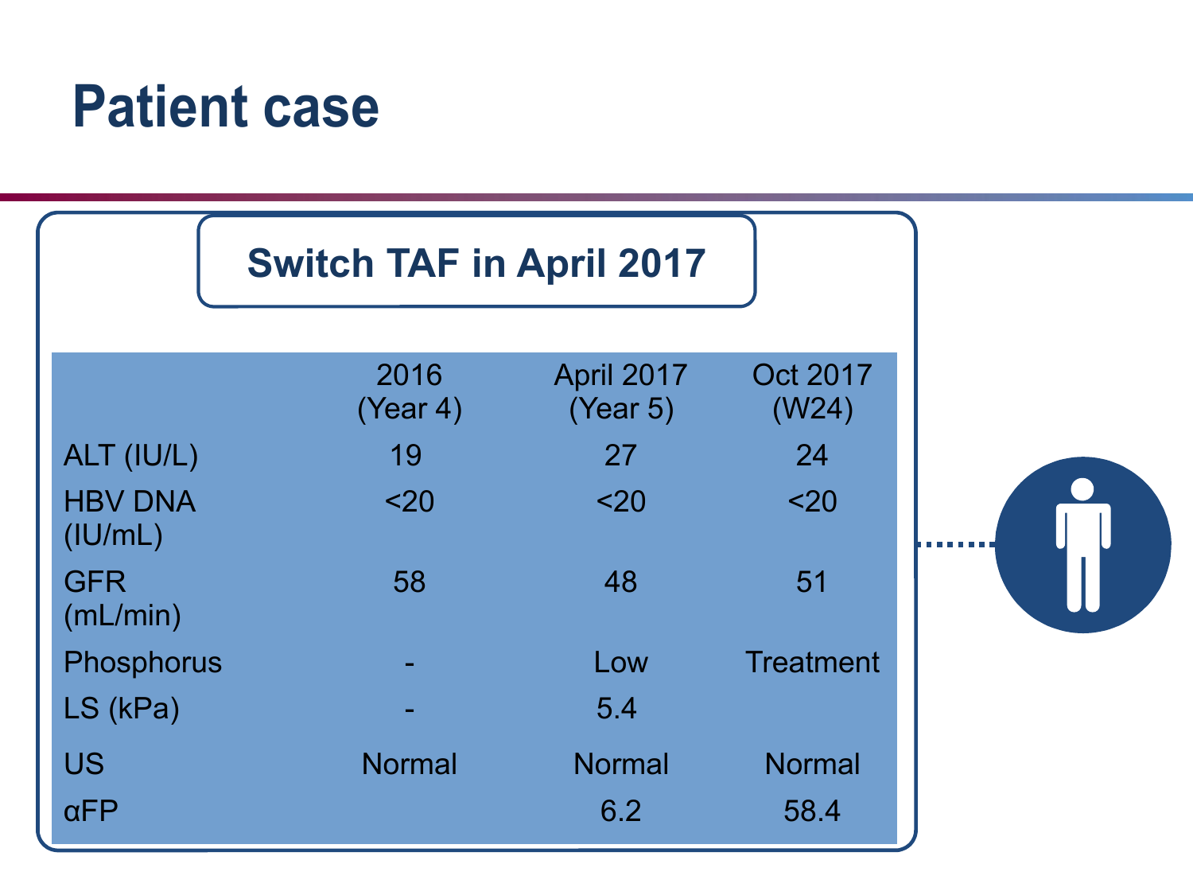# Patient case

**Switch TAF in April 2017**

| | 2016 (Year 4) | April 2017 (Year 5) | Oct 2017 (W24) |
|---|---|---|---|
| ALT (IU/L) | 19 | 27 | 24 |
| HBV DNA (IU/mL) | <20 | <20 | <20 |
| GFR (mL/min) | 58 | 48 | 51 |
| Phosphorus | - | Low | Treatment |
| LS (kPa) | - | 5.4 | |
| US | Normal | Normal | Normal |
| αFP | | 6.2 | 58.4 |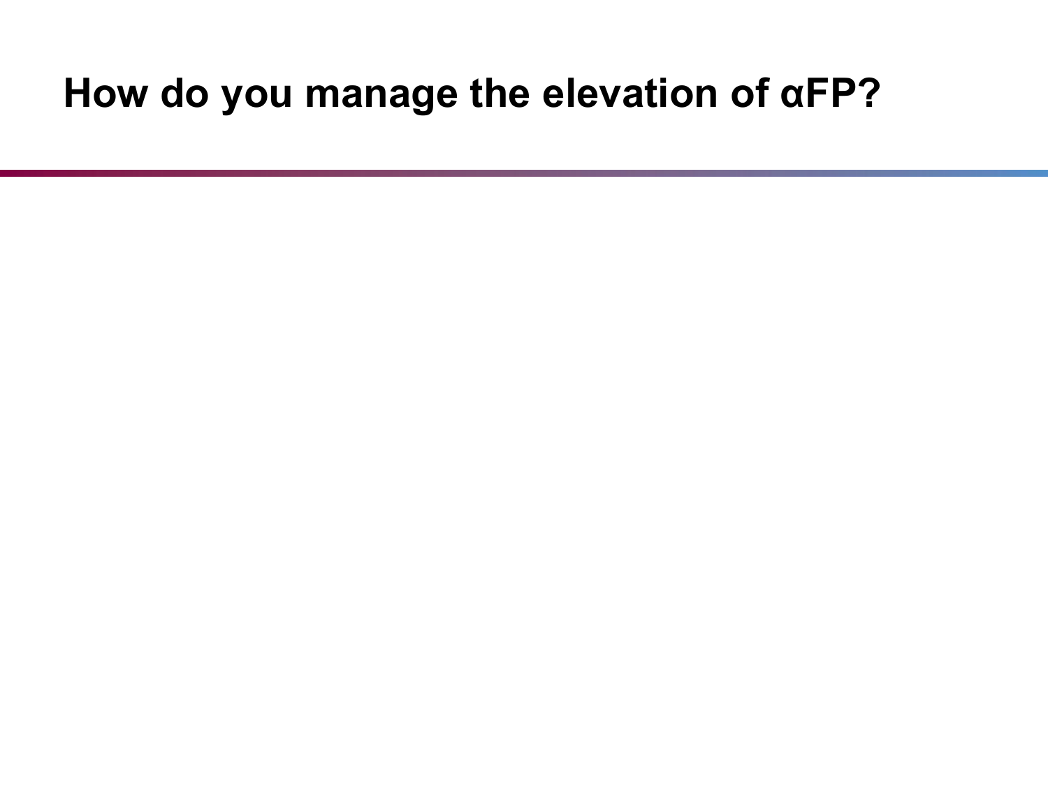# How do you manage the elevation of αFP?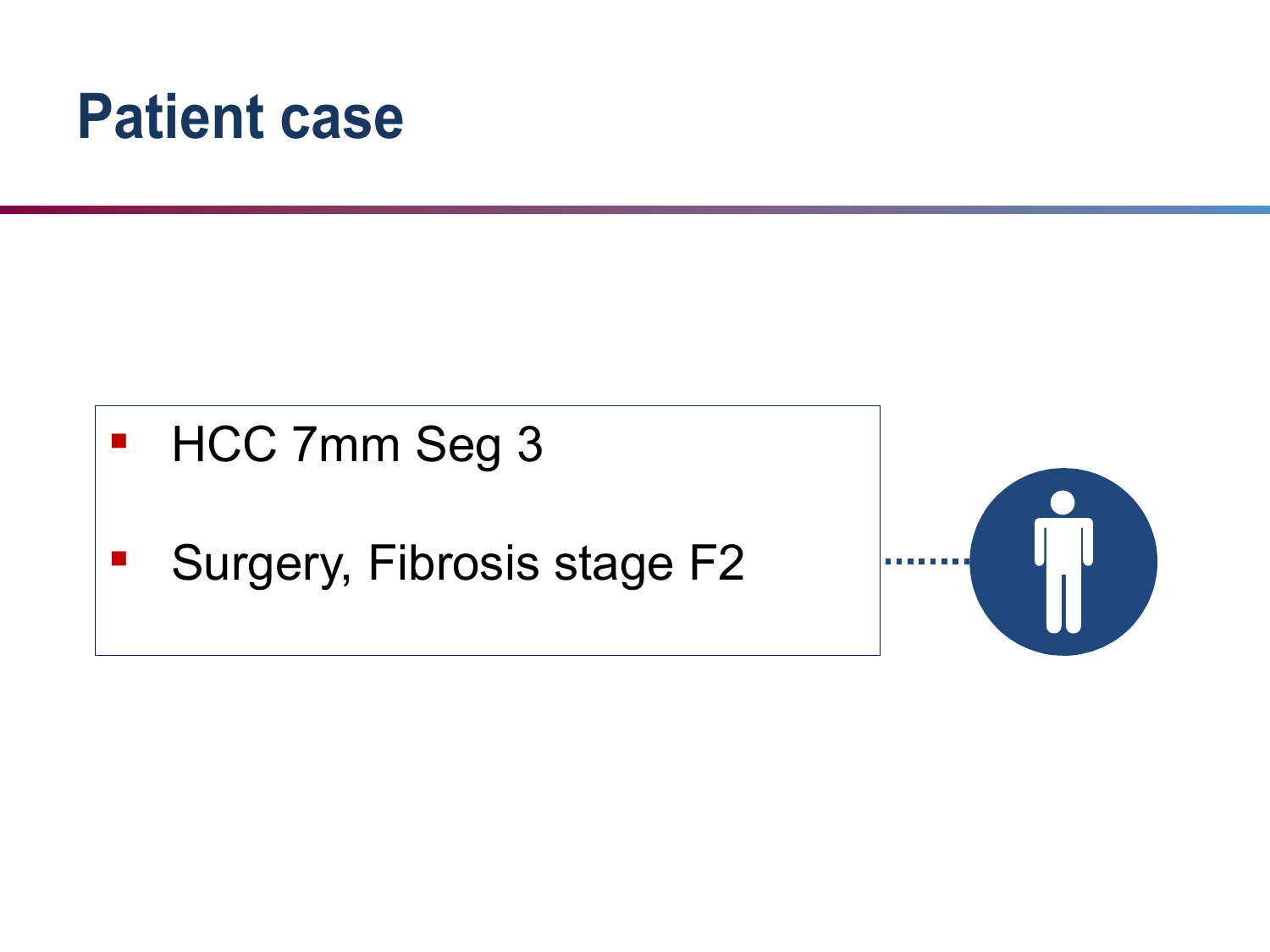# Patient case

- HCC 7mm Seg 3
- Surgery, Fibrosis stage F2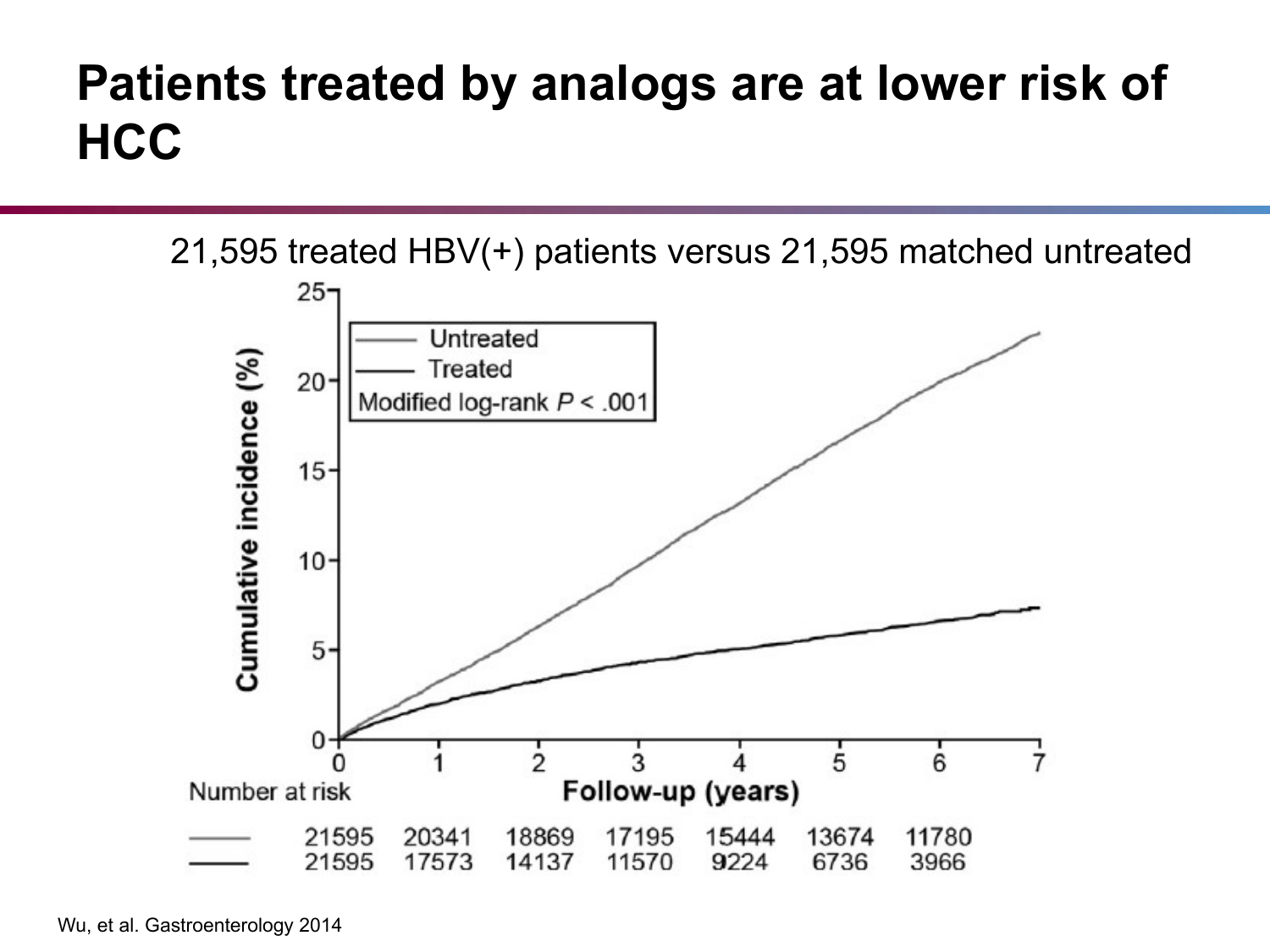# Patients treated by analogs are at lower risk of HCC

21,595 treated HBV(+) patients versus 21,595 matched untreated

Cumulative incidence (%)

25
20
15
10
5
0

Untreated
Treated
Modified log-rank $P < .001$

0 1 2 3 4 5 6 7

Follow-up (years)

Number at risk

Untreated: 21595 20341 18869 17195 15444 13674 11780

Treated: 21595 17573 14137 11570 9224 6736 3966

Wu, et al. Gastroenterology 2014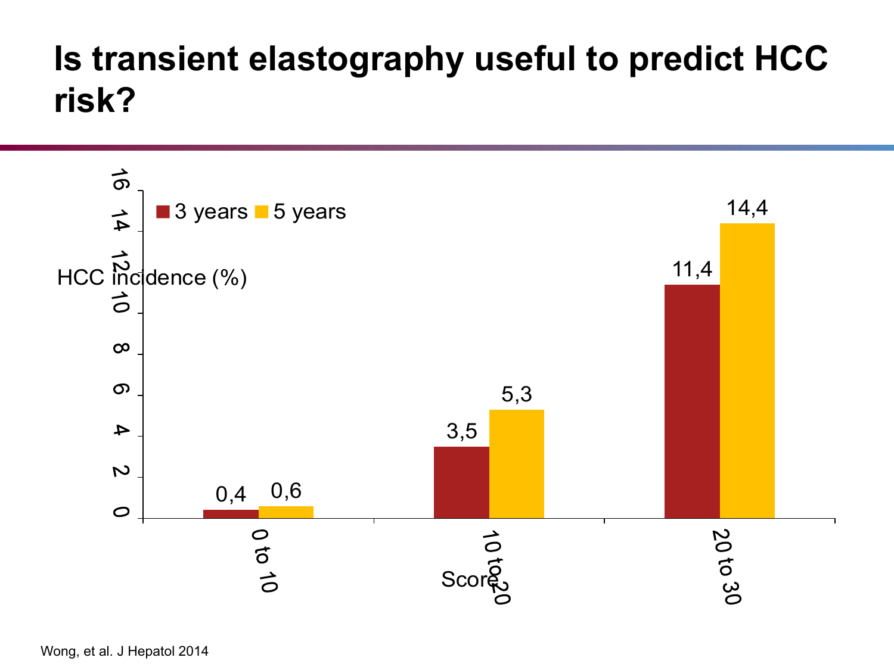# Is transient elastography useful to predict HCC risk?

HCC incidence (%)

16
14
12
10
8
6
4
2
0

3 years
5 years

0,4
0,6
3,5
5,3
11,4
14,4

0 to 10
10 to 20
20 to 30

Score

Wong, et al. J Hepatol 2014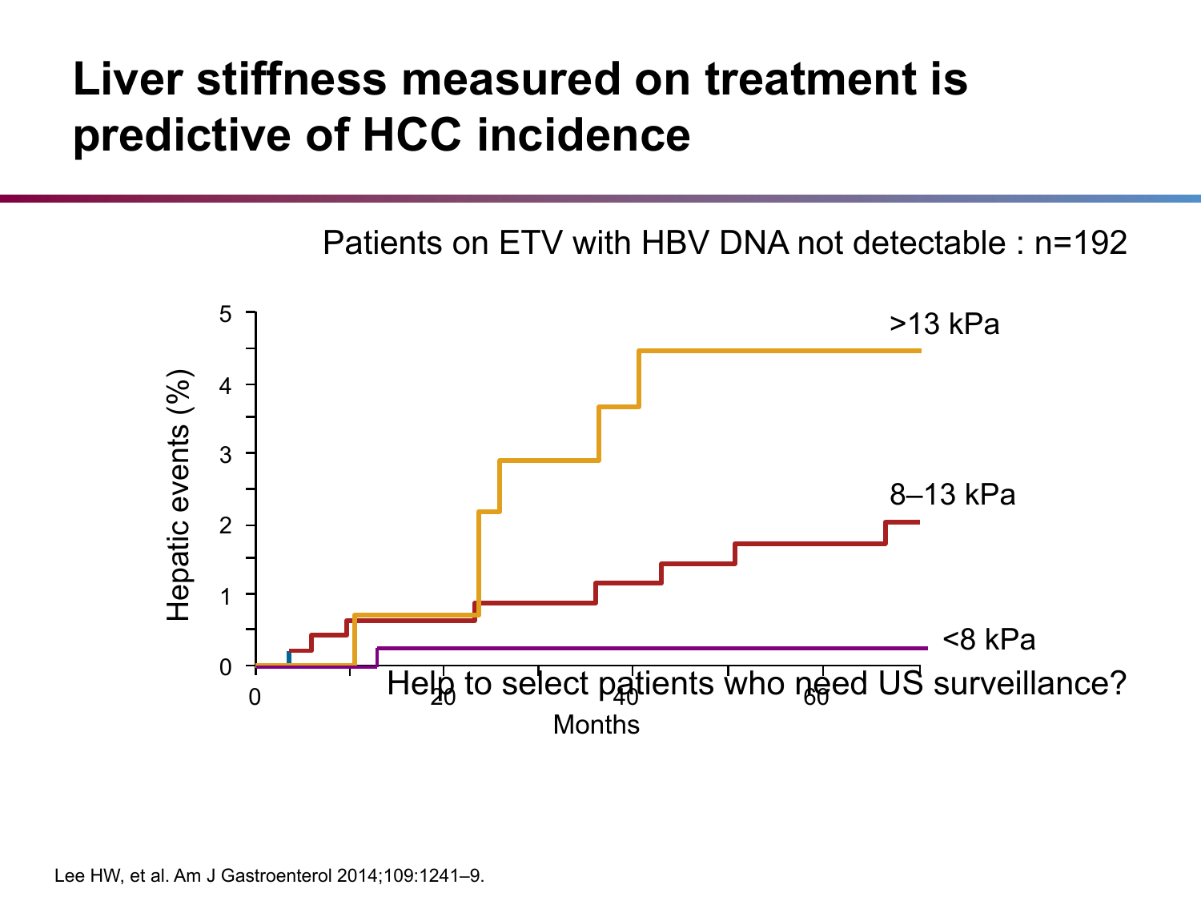# Liver stiffness measured on treatment is predictive of HCC incidence

Patients on ETV with HBV DNA not detectable : n=192

Hepatic events (%)

5
4
3
2
1
0

0
20
40
60

Months

>13 kPa

8–13 kPa

<8 kPa

Help to select patients who need US surveillance?

Lee HW, et al. Am J Gastroenterol 2014;109:1241–9.